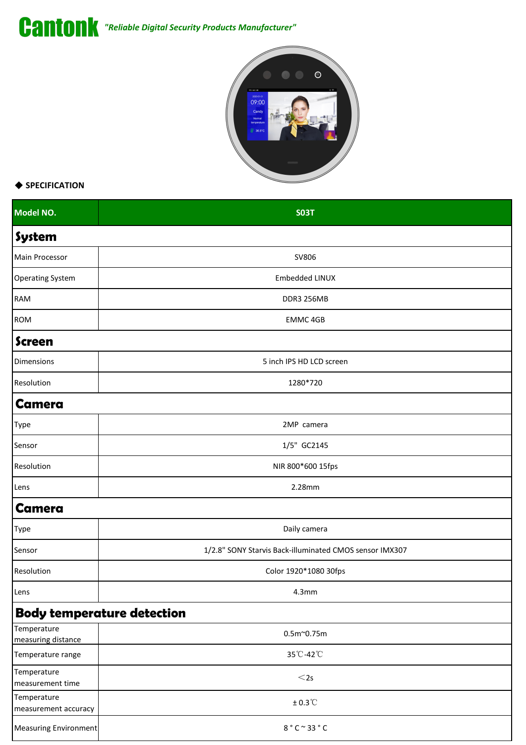**Cantonk** *"Reliable Digital Security Products Manufacturer"*

◆ **SPECIFICATION**

| Model NO. | S03T |
|---|---|
| **System** | |
| Main Processor | SV806 |
| Operating System | Embedded LINUX |
| RAM | DDR3 256MB |
| ROM | EMMC 4GB |
| **Screen** | |
| Dimensions | 5 inch IPS HD LCD screen |
| Resolution | 1280*720 |
| **Camera** | |
| Type | 2MP camera |
| Sensor | 1/5" GC2145 |
| Resolution | NIR 800*600 15fps |
| Lens | 2.28mm |
| **Camera** | |
| Type | Daily camera |
| Sensor | 1/2.8" SONY Starvis Back-illuminated CMOS sensor IMX307 |
| Resolution | Color 1920*1080 30fps |
| Lens | 4.3mm |
| **Body temperature detection** | |
| Temperature measuring distance | 0.5m~0.75m |
| Temperature range | 35℃-42℃ |
| Temperature measurement time | ＜2s |
| Temperature measurement accuracy | ± 0.3℃ |
| Measuring Environment | 8 ° C ~ 33 ° C |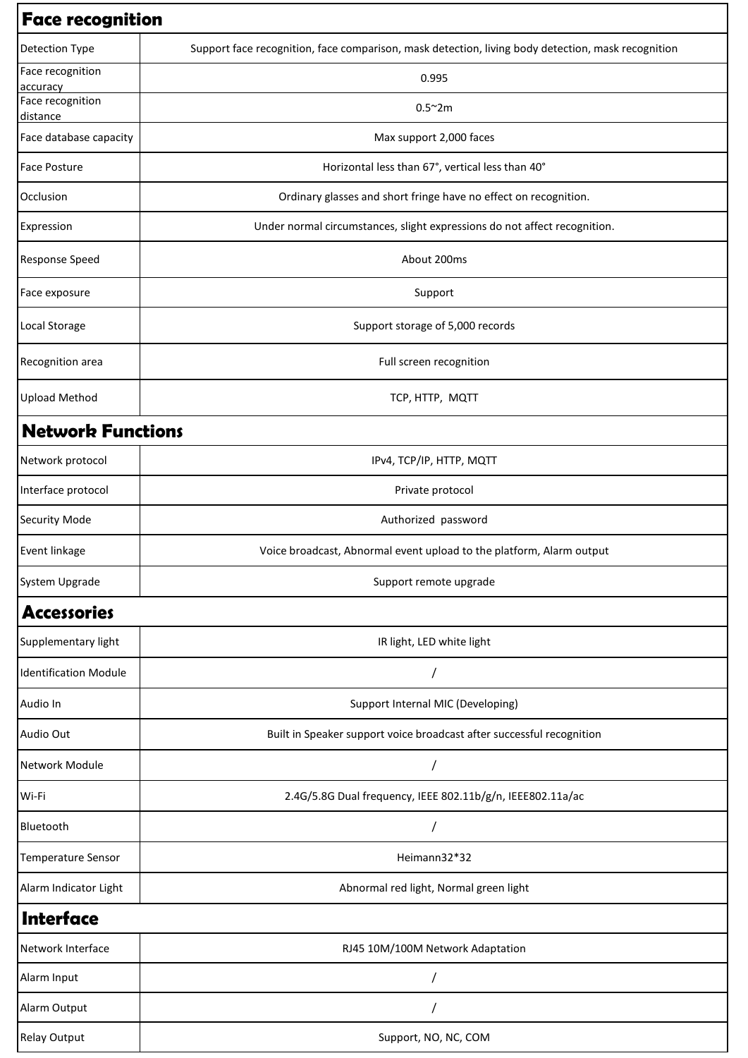## Face recognition

| | |
|---|---|
| Detection Type | Support face recognition, face comparison, mask detection, living body detection, mask recognition |
| Face recognition accuracy | 0.995 |
| Face recognition distance | 0.5~2m |
| Face database capacity | Max support 2,000 faces |
| Face Posture | Horizontal less than 67°, vertical less than 40° |
| Occlusion | Ordinary glasses and short fringe have no effect on recognition. |
| Expression | Under normal circumstances, slight expressions do not affect recognition. |
| Response Speed | About 200ms |
| Face exposure | Support |
| Local Storage | Support storage of 5,000 records |
| Recognition area | Full screen recognition |
| Upload Method | TCP, HTTP, MQTT |

## Network Functions

| | |
|---|---|
| Network protocol | IPv4, TCP/IP, HTTP, MQTT |
| Interface protocol | Private protocol |
| Security Mode | Authorized password |
| Event linkage | Voice broadcast, Abnormal event upload to the platform, Alarm output |
| System Upgrade | Support remote upgrade |

## Accessories

| | |
|---|---|
| Supplementary light | IR light, LED white light |
| Identification Module | / |
| Audio In | Support Internal MIC (Developing) |
| Audio Out | Built in Speaker support voice broadcast after successful recognition |
| Network Module | / |
| Wi-Fi | 2.4G/5.8G Dual frequency, IEEE 802.11b/g/n, IEEE802.11a/ac |
| Bluetooth | / |
| Temperature Sensor | Heimann32*32 |
| Alarm Indicator Light | Abnormal red light, Normal green light |

## Interface

| | |
|---|---|
| Network Interface | RJ45 10M/100M Network Adaptation |
| Alarm Input | / |
| Alarm Output | / |
| Relay Output | Support, NO, NC, COM |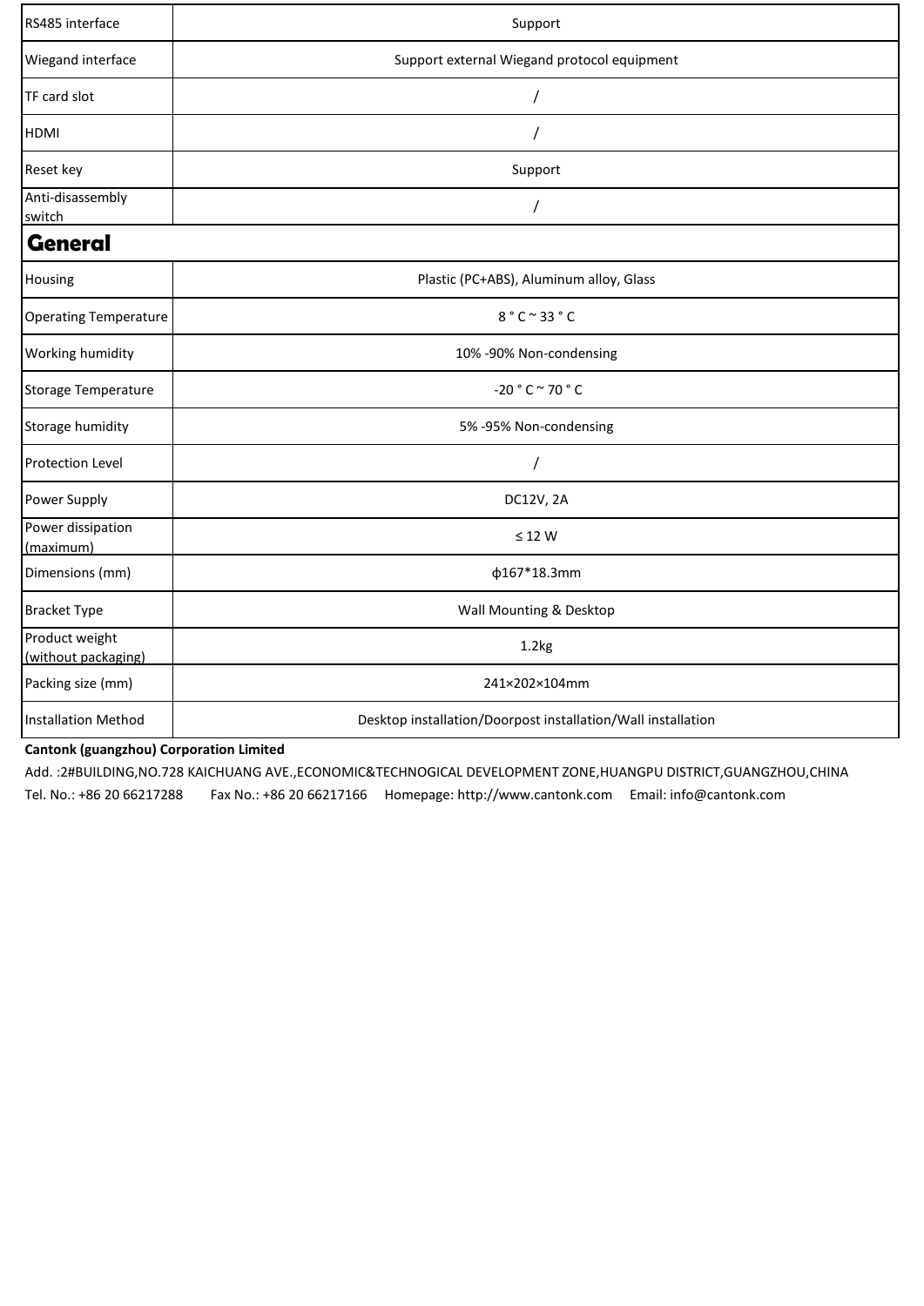| | |
|---|---|
| RS485 interface | Support |
| Wiegand interface | Support external Wiegand protocol equipment |
| TF card slot | / |
| HDMI | / |
| Reset key | Support |
| Anti-disassembly switch | / |

## General

| | |
|---|---|
| Housing | Plastic (PC+ABS), Aluminum alloy, Glass |
| Operating Temperature | 8 ° C ~ 33 ° C |
| Working humidity | 10% -90% Non-condensing |
| Storage Temperature | -20 ° C ~ 70 ° C |
| Storage humidity | 5% -95% Non-condensing |
| Protection Level | / |
| Power Supply | DC12V, 2A |
| Power dissipation (maximum) | ≤ 12 W |
| Dimensions (mm) | ϕ167*18.3mm |
| Bracket Type | Wall Mounting & Desktop |
| Product weight (without packaging) | 1.2kg |
| Packing size (mm) | 241×202×104mm |
| Installation Method | Desktop installation/Doorpost installation/Wall installation |

**Cantonk (guangzhou) Corporation Limited**

Add. :2#BUILDING,NO.728 KAICHUANG AVE.,ECONOMIC&TECHNOGICAL DEVELOPMENT ZONE,HUANGPU DISTRICT,GUANGZHOU,CHINA

Tel. No.: +86 20 66217288 Fax No.: +86 20 66217166 Homepage: http://www.cantonk.com Email: info@cantonk.com